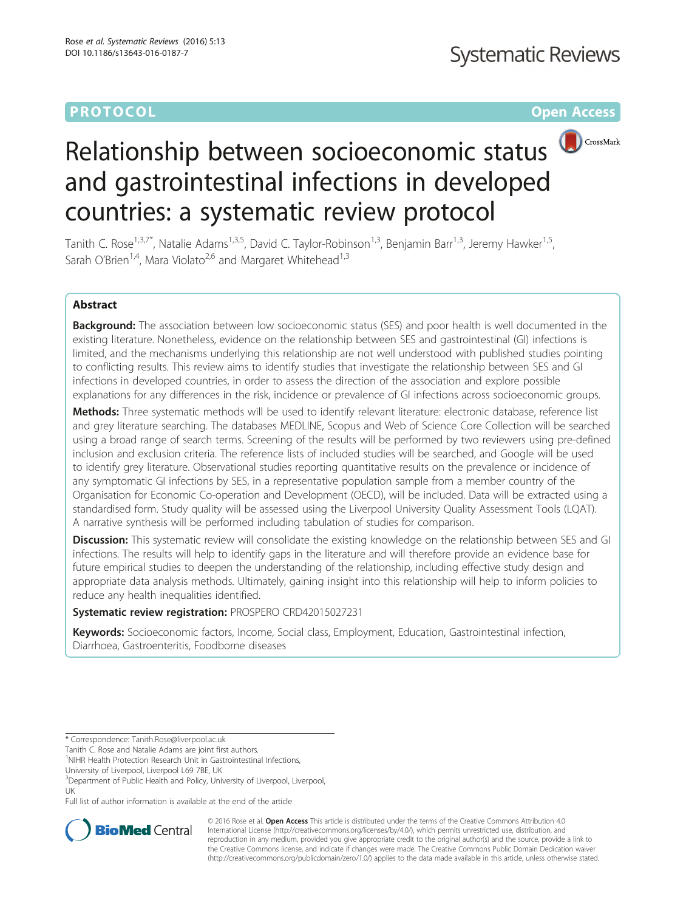**PROTOCOL** **Open Access**

# Relationship between socioeconomic status and gastrointestinal infections in developed countries: a systematic review protocol

Tanith C. Rose[1,3,7*], Natalie Adams[1,3,5], David C. Taylor-Robinson[1,3], Benjamin Barr[1,3], Jeremy Hawker[1,5], Sarah O'Brien[1,4], Mara Violato[2,6] and Margaret Whitehead[1,3]

## Abstract

**Background:** The association between low socioeconomic status (SES) and poor health is well documented in the existing literature. Nonetheless, evidence on the relationship between SES and gastrointestinal (GI) infections is limited, and the mechanisms underlying this relationship are not well understood with published studies pointing to conflicting results. This review aims to identify studies that investigate the relationship between SES and GI infections in developed countries, in order to assess the direction of the association and explore possible explanations for any differences in the risk, incidence or prevalence of GI infections across socioeconomic groups.

**Methods:** Three systematic methods will be used to identify relevant literature: electronic database, reference list and grey literature searching. The databases MEDLINE, Scopus and Web of Science Core Collection will be searched using a broad range of search terms. Screening of the results will be performed by two reviewers using pre-defined inclusion and exclusion criteria. The reference lists of included studies will be searched, and Google will be used to identify grey literature. Observational studies reporting quantitative results on the prevalence or incidence of any symptomatic GI infections by SES, in a representative population sample from a member country of the Organisation for Economic Co-operation and Development (OECD), will be included. Data will be extracted using a standardised form. Study quality will be assessed using the Liverpool University Quality Assessment Tools (LQAT). A narrative synthesis will be performed including tabulation of studies for comparison.

**Discussion:** This systematic review will consolidate the existing knowledge on the relationship between SES and GI infections. The results will help to identify gaps in the literature and will therefore provide an evidence base for future empirical studies to deepen the understanding of the relationship, including effective study design and appropriate data analysis methods. Ultimately, gaining insight into this relationship will help to inform policies to reduce any health inequalities identified.

**Systematic review registration:** PROSPERO CRD42015027231

**Keywords:** Socioeconomic factors, Income, Social class, Employment, Education, Gastrointestinal infection, Diarrhoea, Gastroenteritis, Foodborne diseases

---

\* Correspondence: Tanith.Rose@liverpool.ac.uk

Tanith C. Rose and Natalie Adams are joint first authors.

[1]NIHR Health Protection Research Unit in Gastrointestinal Infections, University of Liverpool, Liverpool L69 7BE, UK

[3]Department of Public Health and Policy, University of Liverpool, Liverpool, UK

Full list of author information is available at the end of the article

© 2016 Rose et al. **Open Access** This article is distributed under the terms of the Creative Commons Attribution 4.0 International License (http://creativecommons.org/licenses/by/4.0/), which permits unrestricted use, distribution, and reproduction in any medium, provided you give appropriate credit to the original author(s) and the source, provide a link to the Creative Commons license, and indicate if changes were made. The Creative Commons Public Domain Dedication waiver (http://creativecommons.org/publicdomain/zero/1.0/) applies to the data made available in this article, unless otherwise stated.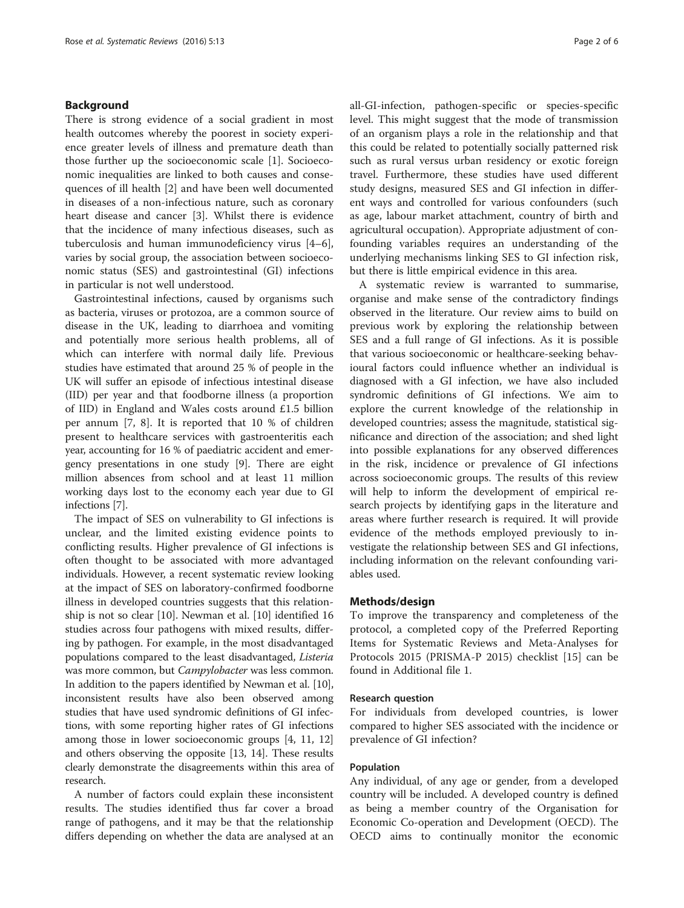## Background

There is strong evidence of a social gradient in most health outcomes whereby the poorest in society experience greater levels of illness and premature death than those further up the socioeconomic scale [1]. Socioeconomic inequalities are linked to both causes and consequences of ill health [2] and have been well documented in diseases of a non-infectious nature, such as coronary heart disease and cancer [3]. Whilst there is evidence that the incidence of many infectious diseases, such as tuberculosis and human immunodeficiency virus [4–6], varies by social group, the association between socioeconomic status (SES) and gastrointestinal (GI) infections in particular is not well understood.

Gastrointestinal infections, caused by organisms such as bacteria, viruses or protozoa, are a common source of disease in the UK, leading to diarrhoea and vomiting and potentially more serious health problems, all of which can interfere with normal daily life. Previous studies have estimated that around 25 % of people in the UK will suffer an episode of infectious intestinal disease (IID) per year and that foodborne illness (a proportion of IID) in England and Wales costs around £1.5 billion per annum [7, 8]. It is reported that 10 % of children present to healthcare services with gastroenteritis each year, accounting for 16 % of paediatric accident and emergency presentations in one study [9]. There are eight million absences from school and at least 11 million working days lost to the economy each year due to GI infections [7].

The impact of SES on vulnerability to GI infections is unclear, and the limited existing evidence points to conflicting results. Higher prevalence of GI infections is often thought to be associated with more advantaged individuals. However, a recent systematic review looking at the impact of SES on laboratory-confirmed foodborne illness in developed countries suggests that this relationship is not so clear [10]. Newman et al. [10] identified 16 studies across four pathogens with mixed results, differing by pathogen. For example, in the most disadvantaged populations compared to the least disadvantaged, *Listeria* was more common, but *Campylobacter* was less common. In addition to the papers identified by Newman et al. [10], inconsistent results have also been observed among studies that have used syndromic definitions of GI infections, with some reporting higher rates of GI infections among those in lower socioeconomic groups [4, 11, 12] and others observing the opposite [13, 14]. These results clearly demonstrate the disagreements within this area of research.

A number of factors could explain these inconsistent results. The studies identified thus far cover a broad range of pathogens, and it may be that the relationship differs depending on whether the data are analysed at an all-GI-infection, pathogen-specific or species-specific level. This might suggest that the mode of transmission of an organism plays a role in the relationship and that this could be related to potentially socially patterned risk such as rural versus urban residency or exotic foreign travel. Furthermore, these studies have used different study designs, measured SES and GI infection in different ways and controlled for various confounders (such as age, labour market attachment, country of birth and agricultural occupation). Appropriate adjustment of confounding variables requires an understanding of the underlying mechanisms linking SES to GI infection risk, but there is little empirical evidence in this area.

A systematic review is warranted to summarise, organise and make sense of the contradictory findings observed in the literature. Our review aims to build on previous work by exploring the relationship between SES and a full range of GI infections. As it is possible that various socioeconomic or healthcare-seeking behavioural factors could influence whether an individual is diagnosed with a GI infection, we have also included syndromic definitions of GI infections. We aim to explore the current knowledge of the relationship in developed countries; assess the magnitude, statistical significance and direction of the association; and shed light into possible explanations for any observed differences in the risk, incidence or prevalence of GI infections across socioeconomic groups. The results of this review will help to inform the development of empirical research projects by identifying gaps in the literature and areas where further research is required. It will provide evidence of the methods employed previously to investigate the relationship between SES and GI infections, including information on the relevant confounding variables used.

## Methods/design

To improve the transparency and completeness of the protocol, a completed copy of the Preferred Reporting Items for Systematic Reviews and Meta-Analyses for Protocols 2015 (PRISMA-P 2015) checklist [15] can be found in Additional file 1.

### Research question

For individuals from developed countries, is lower compared to higher SES associated with the incidence or prevalence of GI infection?

### Population

Any individual, of any age or gender, from a developed country will be included. A developed country is defined as being a member country of the Organisation for Economic Co-operation and Development (OECD). The OECD aims to continually monitor the economic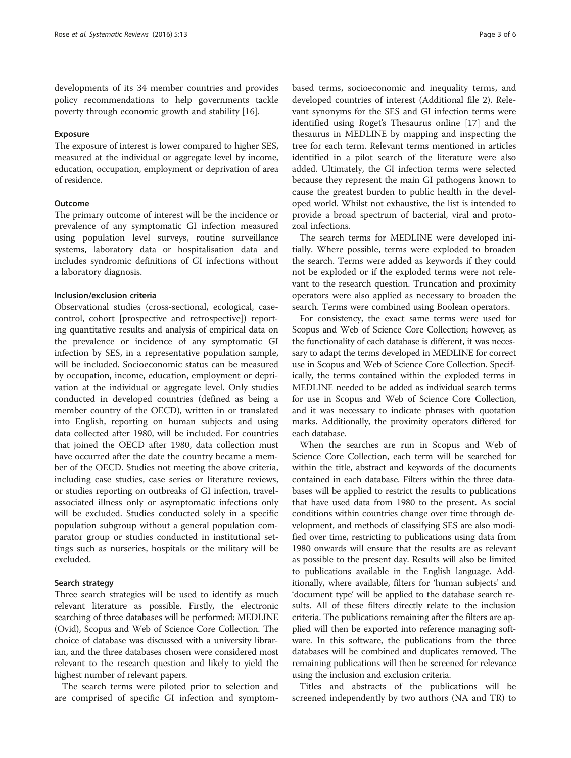developments of its 34 member countries and provides policy recommendations to help governments tackle poverty through economic growth and stability [16].

#### Exposure

The exposure of interest is lower compared to higher SES, measured at the individual or aggregate level by income, education, occupation, employment or deprivation of area of residence.

#### Outcome

The primary outcome of interest will be the incidence or prevalence of any symptomatic GI infection measured using population level surveys, routine surveillance systems, laboratory data or hospitalisation data and includes syndromic definitions of GI infections without a laboratory diagnosis.

#### Inclusion/exclusion criteria

Observational studies (cross-sectional, ecological, case-control, cohort [prospective and retrospective]) reporting quantitative results and analysis of empirical data on the prevalence or incidence of any symptomatic GI infection by SES, in a representative population sample, will be included. Socioeconomic status can be measured by occupation, income, education, employment or deprivation at the individual or aggregate level. Only studies conducted in developed countries (defined as being a member country of the OECD), written in or translated into English, reporting on human subjects and using data collected after 1980, will be included. For countries that joined the OECD after 1980, data collection must have occurred after the date the country became a member of the OECD. Studies not meeting the above criteria, including case studies, case series or literature reviews, or studies reporting on outbreaks of GI infection, travel-associated illness only or asymptomatic infections only will be excluded. Studies conducted solely in a specific population subgroup without a general population comparator group or studies conducted in institutional settings such as nurseries, hospitals or the military will be excluded.

#### Search strategy

Three search strategies will be used to identify as much relevant literature as possible. Firstly, the electronic searching of three databases will be performed: MEDLINE (Ovid), Scopus and Web of Science Core Collection. The choice of database was discussed with a university librarian, and the three databases chosen were considered most relevant to the research question and likely to yield the highest number of relevant papers.

The search terms were piloted prior to selection and are comprised of specific GI infection and symptom-based terms, socioeconomic and inequality terms, and developed countries of interest (Additional file 2). Relevant synonyms for the SES and GI infection terms were identified using Roget's Thesaurus online [17] and the thesaurus in MEDLINE by mapping and inspecting the tree for each term. Relevant terms mentioned in articles identified in a pilot search of the literature were also added. Ultimately, the GI infection terms were selected because they represent the main GI pathogens known to cause the greatest burden to public health in the developed world. Whilst not exhaustive, the list is intended to provide a broad spectrum of bacterial, viral and protozoal infections.

The search terms for MEDLINE were developed initially. Where possible, terms were exploded to broaden the search. Terms were added as keywords if they could not be exploded or if the exploded terms were not relevant to the research question. Truncation and proximity operators were also applied as necessary to broaden the search. Terms were combined using Boolean operators.

For consistency, the exact same terms were used for Scopus and Web of Science Core Collection; however, as the functionality of each database is different, it was necessary to adapt the terms developed in MEDLINE for correct use in Scopus and Web of Science Core Collection. Specifically, the terms contained within the exploded terms in MEDLINE needed to be added as individual search terms for use in Scopus and Web of Science Core Collection, and it was necessary to indicate phrases with quotation marks. Additionally, the proximity operators differed for each database.

When the searches are run in Scopus and Web of Science Core Collection, each term will be searched for within the title, abstract and keywords of the documents contained in each database. Filters within the three databases will be applied to restrict the results to publications that have used data from 1980 to the present. As social conditions within countries change over time through development, and methods of classifying SES are also modified over time, restricting to publications using data from 1980 onwards will ensure that the results are as relevant as possible to the present day. Results will also be limited to publications available in the English language. Additionally, where available, filters for 'human subjects' and 'document type' will be applied to the database search results. All of these filters directly relate to the inclusion criteria. The publications remaining after the filters are applied will then be exported into reference managing software. In this software, the publications from the three databases will be combined and duplicates removed. The remaining publications will then be screened for relevance using the inclusion and exclusion criteria.

Titles and abstracts of the publications will be screened independently by two authors (NA and TR) to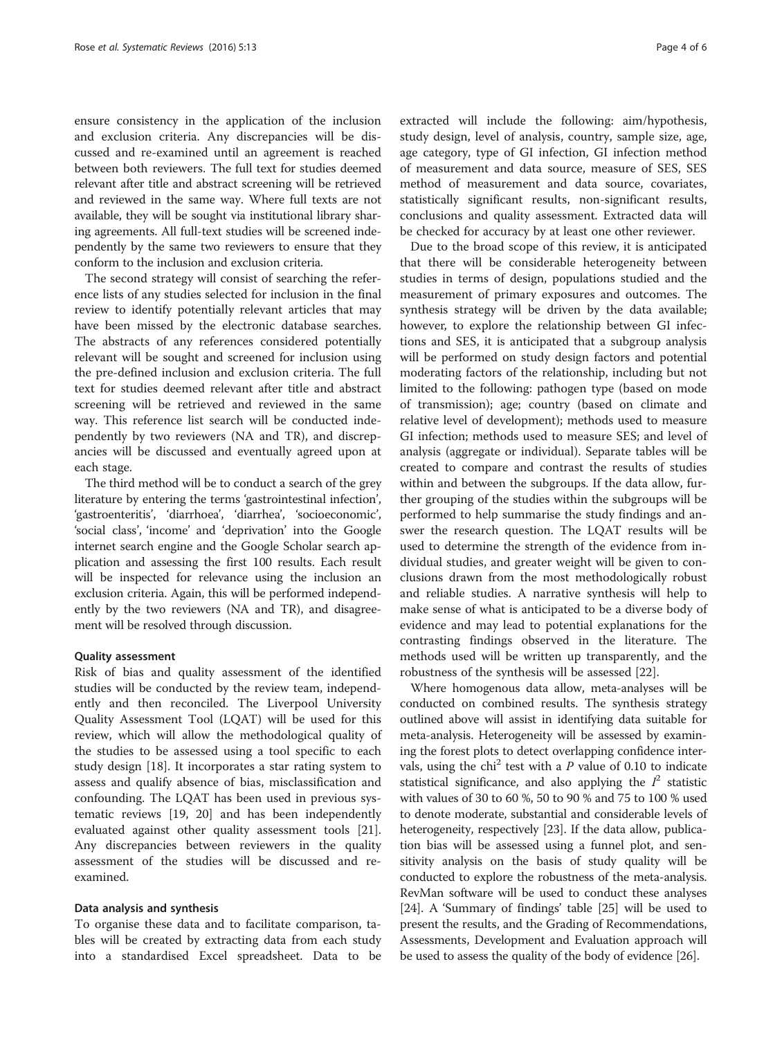ensure consistency in the application of the inclusion and exclusion criteria. Any discrepancies will be discussed and re-examined until an agreement is reached between both reviewers. The full text for studies deemed relevant after title and abstract screening will be retrieved and reviewed in the same way. Where full texts are not available, they will be sought via institutional library sharing agreements. All full-text studies will be screened independently by the same two reviewers to ensure that they conform to the inclusion and exclusion criteria.

The second strategy will consist of searching the reference lists of any studies selected for inclusion in the final review to identify potentially relevant articles that may have been missed by the electronic database searches. The abstracts of any references considered potentially relevant will be sought and screened for inclusion using the pre-defined inclusion and exclusion criteria. The full text for studies deemed relevant after title and abstract screening will be retrieved and reviewed in the same way. This reference list search will be conducted independently by two reviewers (NA and TR), and discrepancies will be discussed and eventually agreed upon at each stage.

The third method will be to conduct a search of the grey literature by entering the terms 'gastrointestinal infection', 'gastroenteritis', 'diarrhoea', 'diarrhea', 'socioeconomic', 'social class', 'income' and 'deprivation' into the Google internet search engine and the Google Scholar search application and assessing the first 100 results. Each result will be inspected for relevance using the inclusion an exclusion criteria. Again, this will be performed independently by the two reviewers (NA and TR), and disagreement will be resolved through discussion.

#### Quality assessment

Risk of bias and quality assessment of the identified studies will be conducted by the review team, independently and then reconciled. The Liverpool University Quality Assessment Tool (LQAT) will be used for this review, which will allow the methodological quality of the studies to be assessed using a tool specific to each study design [18]. It incorporates a star rating system to assess and qualify absence of bias, misclassification and confounding. The LQAT has been used in previous systematic reviews [19, 20] and has been independently evaluated against other quality assessment tools [21]. Any discrepancies between reviewers in the quality assessment of the studies will be discussed and re-examined.

#### Data analysis and synthesis

To organise these data and to facilitate comparison, tables will be created by extracting data from each study into a standardised Excel spreadsheet. Data to be extracted will include the following: aim/hypothesis, study design, level of analysis, country, sample size, age, age category, type of GI infection, GI infection method of measurement and data source, measure of SES, SES method of measurement and data source, covariates, statistically significant results, non-significant results, conclusions and quality assessment. Extracted data will be checked for accuracy by at least one other reviewer.

Due to the broad scope of this review, it is anticipated that there will be considerable heterogeneity between studies in terms of design, populations studied and the measurement of primary exposures and outcomes. The synthesis strategy will be driven by the data available; however, to explore the relationship between GI infections and SES, it is anticipated that a subgroup analysis will be performed on study design factors and potential moderating factors of the relationship, including but not limited to the following: pathogen type (based on mode of transmission); age; country (based on climate and relative level of development); methods used to measure GI infection; methods used to measure SES; and level of analysis (aggregate or individual). Separate tables will be created to compare and contrast the results of studies within and between the subgroups. If the data allow, further grouping of the studies within the subgroups will be performed to help summarise the study findings and answer the research question. The LQAT results will be used to determine the strength of the evidence from individual studies, and greater weight will be given to conclusions drawn from the most methodologically robust and reliable studies. A narrative synthesis will help to make sense of what is anticipated to be a diverse body of evidence and may lead to potential explanations for the contrasting findings observed in the literature. The methods used will be written up transparently, and the robustness of the synthesis will be assessed [22].

Where homogenous data allow, meta-analyses will be conducted on combined results. The synthesis strategy outlined above will assist in identifying data suitable for meta-analysis. Heterogeneity will be assessed by examining the forest plots to detect overlapping confidence intervals, using the $\chi^2$ test with a $P$ value of 0.10 to indicate statistical significance, and also applying the $I^2$ statistic with values of 30 to 60 %, 50 to 90 % and 75 to 100 % used to denote moderate, substantial and considerable levels of heterogeneity, respectively [23]. If the data allow, publication bias will be assessed using a funnel plot, and sensitivity analysis on the basis of study quality will be conducted to explore the robustness of the meta-analysis. RevMan software will be used to conduct these analyses [24]. A 'Summary of findings' table [25] will be used to present the results, and the Grading of Recommendations, Assessments, Development and Evaluation approach will be used to assess the quality of the body of evidence [26].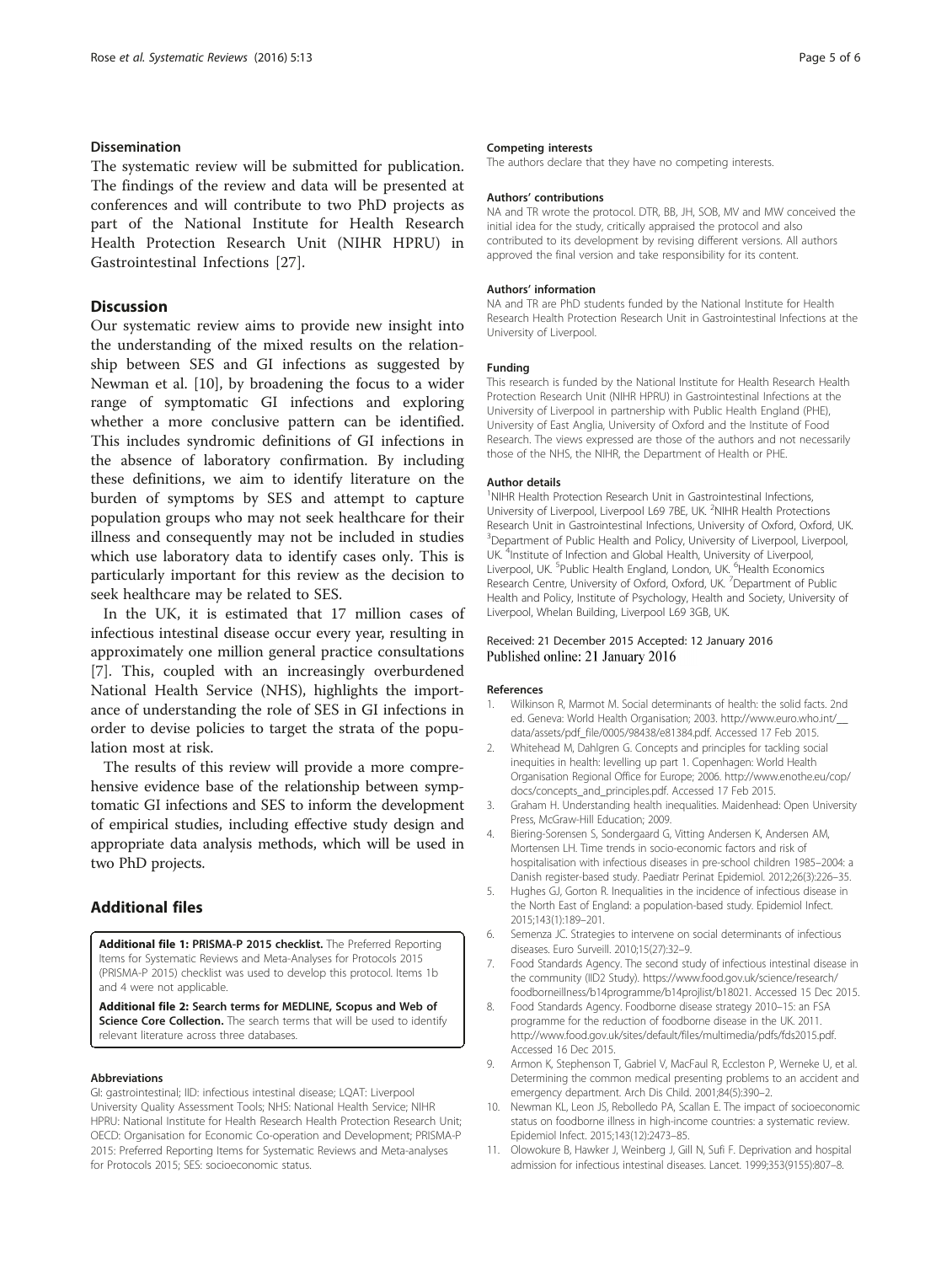### Dissemination

The systematic review will be submitted for publication. The findings of the review and data will be presented at conferences and will contribute to two PhD projects as part of the National Institute for Health Research Health Protection Research Unit (NIHR HPRU) in Gastrointestinal Infections [27].

## Discussion

Our systematic review aims to provide new insight into the understanding of the mixed results on the relationship between SES and GI infections as suggested by Newman et al. [10], by broadening the focus to a wider range of symptomatic GI infections and exploring whether a more conclusive pattern can be identified. This includes syndromic definitions of GI infections in the absence of laboratory confirmation. By including these definitions, we aim to identify literature on the burden of symptoms by SES and attempt to capture population groups who may not seek healthcare for their illness and consequently may not be included in studies which use laboratory data to identify cases only. This is particularly important for this review as the decision to seek healthcare may be related to SES.

In the UK, it is estimated that 17 million cases of infectious intestinal disease occur every year, resulting in approximately one million general practice consultations [7]. This, coupled with an increasingly overburdened National Health Service (NHS), highlights the importance of understanding the role of SES in GI infections in order to devise policies to target the strata of the population most at risk.

The results of this review will provide a more comprehensive evidence base of the relationship between symptomatic GI infections and SES to inform the development of empirical studies, including effective study design and appropriate data analysis methods, which will be used in two PhD projects.

## Additional files

**Additional file 1: PRISMA-P 2015 checklist.** The Preferred Reporting Items for Systematic Reviews and Meta-Analyses for Protocols 2015 (PRISMA-P 2015) checklist was used to develop this protocol. Items 1b and 4 were not applicable.

**Additional file 2: Search terms for MEDLINE, Scopus and Web of Science Core Collection.** The search terms that will be used to identify relevant literature across three databases.

#### Abbreviations

GI: gastrointestinal; IID: infectious intestinal disease; LQAT: Liverpool University Quality Assessment Tools; NHS: National Health Service; NIHR HPRU: National Institute for Health Research Health Protection Research Unit; OECD: Organisation for Economic Co-operation and Development; PRISMA-P 2015: Preferred Reporting Items for Systematic Reviews and Meta-analyses for Protocols 2015; SES: socioeconomic status.

#### Competing interests

The authors declare that they have no competing interests.

#### Authors' contributions

NA and TR wrote the protocol. DTR, BB, JH, SOB, MV and MW conceived the initial idea for the study, critically appraised the protocol and also contributed to its development by revising different versions. All authors approved the final version and take responsibility for its content.

#### Authors' information

NA and TR are PhD students funded by the National Institute for Health Research Health Protection Research Unit in Gastrointestinal Infections at the University of Liverpool.

#### Funding

This research is funded by the National Institute for Health Research Health Protection Research Unit (NIHR HPRU) in Gastrointestinal Infections at the University of Liverpool in partnership with Public Health England (PHE), University of East Anglia, University of Oxford and the Institute of Food Research. The views expressed are those of the authors and not necessarily those of the NHS, the NIHR, the Department of Health or PHE.

#### Author details

[1]NIHR Health Protection Research Unit in Gastrointestinal Infections, University of Liverpool, Liverpool L69 7BE, UK. [2]NIHR Health Protections Research Unit in Gastrointestinal Infections, University of Oxford, Oxford, UK. [3]Department of Public Health and Policy, University of Liverpool, Liverpool, UK. [4]Institute of Infection and Global Health, University of Liverpool, Liverpool, UK. [5]Public Health England, London, UK. [6]Health Economics Research Centre, University of Oxford, Oxford, UK. [7]Department of Public Health and Policy, Institute of Psychology, Health and Society, University of Liverpool, Whelan Building, Liverpool L69 3GB, UK.

Received: 21 December 2015 Accepted: 12 January 2016
Published online: 21 January 2016

#### References

1. Wilkinson R, Marmot M. Social determinants of health: the solid facts. 2nd ed. Geneva: World Health Organisation; 2003. http://www.euro.who.int/__data/assets/pdf_file/0005/98438/e81384.pdf. Accessed 17 Feb 2015.
2. Whitehead M, Dahlgren G. Concepts and principles for tackling social inequities in health: levelling up part 1. Copenhagen: World Health Organisation Regional Office for Europe; 2006. http://www.enothe.eu/cop/docs/concepts_and_principles.pdf. Accessed 17 Feb 2015.
3. Graham H. Understanding health inequalities. Maidenhead: Open University Press, McGraw-Hill Education; 2009.
4. Biering-Sorensen S, Sondergaard G, Vitting Andersen K, Andersen AM, Mortensen LH. Time trends in socio-economic factors and risk of hospitalisation with infectious diseases in pre-school children 1985–2004: a Danish register-based study. Paediatr Perinat Epidemiol. 2012;26(3):226–35.
5. Hughes GJ, Gorton R. Inequalities in the incidence of infectious disease in the North East of England: a population-based study. Epidemiol Infect. 2015;143(1):189–201.
6. Semenza JC. Strategies to intervene on social determinants of infectious diseases. Euro Surveill. 2010;15(27):32–9.
7. Food Standards Agency. The second study of infectious intestinal disease in the community (IID2 Study). https://www.food.gov.uk/science/research/foodborneillness/b14programme/b14projlist/b18021. Accessed 15 Dec 2015.
8. Food Standards Agency. Foodborne disease strategy 2010–15: an FSA programme for the reduction of foodborne disease in the UK. 2011. http://www.food.gov.uk/sites/default/files/multimedia/pdfs/fds2015.pdf. Accessed 16 Dec 2015.
9. Armon K, Stephenson T, Gabriel V, MacFaul R, Eccleston P, Werneke U, et al. Determining the common medical presenting problems to an accident and emergency department. Arch Dis Child. 2001;84(5):390–2.
10. Newman KL, Leon JS, Rebolledo PA, Scallan E. The impact of socioeconomic status on foodborne illness in high-income countries: a systematic review. Epidemiol Infect. 2015;143(12):2473–85.
11. Olowokure B, Hawker J, Weinberg J, Gill N, Sufi F. Deprivation and hospital admission for infectious intestinal diseases. Lancet. 1999;353(9155):807–8.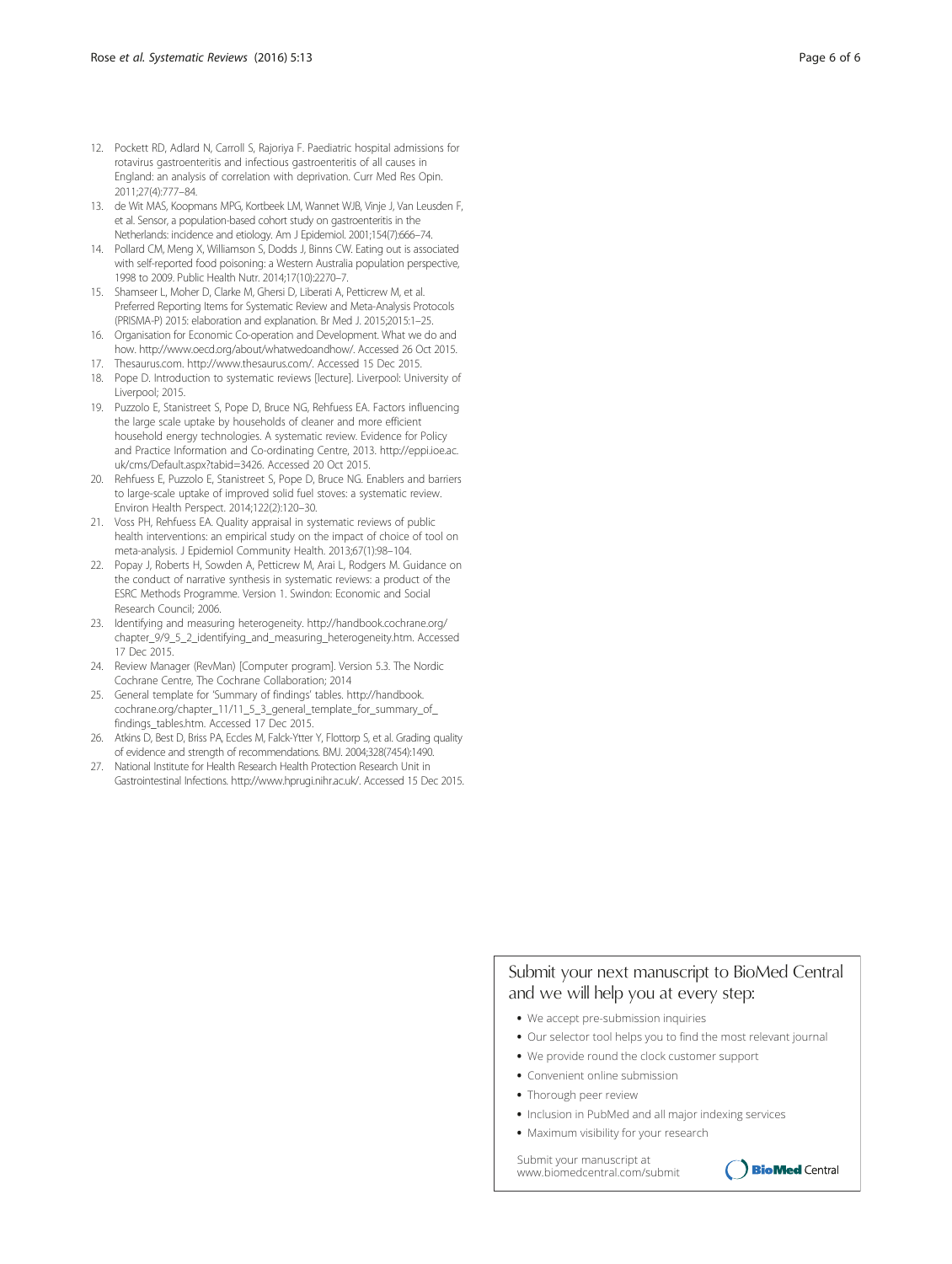12. Pockett RD, Adlard N, Carroll S, Rajoriya F. Paediatric hospital admissions for rotavirus gastroenteritis and infectious gastroenteritis of all causes in England: an analysis of correlation with deprivation. Curr Med Res Opin. 2011;27(4):777–84.
13. de Wit MAS, Koopmans MPG, Kortbeek LM, Wannet WJB, Vinje J, Van Leusden F, et al. Sensor, a population-based cohort study on gastroenteritis in the Netherlands: incidence and etiology. Am J Epidemiol. 2001;154(7):666–74.
14. Pollard CM, Meng X, Williamson S, Dodds J, Binns CW. Eating out is associated with self-reported food poisoning: a Western Australia population perspective, 1998 to 2009. Public Health Nutr. 2014;17(10):2270–7.
15. Shamseer L, Moher D, Clarke M, Ghersi D, Liberati A, Petticrew M, et al. Preferred Reporting Items for Systematic Review and Meta-Analysis Protocols (PRISMA-P) 2015: elaboration and explanation. Br Med J. 2015;2015:1–25.
16. Organisation for Economic Co-operation and Development. What we do and how. http://www.oecd.org/about/whatwedoandhow/. Accessed 26 Oct 2015.
17. Thesaurus.com. http://www.thesaurus.com/. Accessed 15 Dec 2015.
18. Pope D. Introduction to systematic reviews [lecture]. Liverpool: University of Liverpool; 2015.
19. Puzzolo E, Stanistreet S, Pope D, Bruce NG, Rehfuess EA. Factors influencing the large scale uptake by households of cleaner and more efficient household energy technologies. A systematic review. Evidence for Policy and Practice Information and Co-ordinating Centre, 2013. http://eppi.ioe.ac.uk/cms/Default.aspx?tabid=3426. Accessed 20 Oct 2015.
20. Rehfuess E, Puzzolo E, Stanistreet S, Pope D, Bruce NG. Enablers and barriers to large-scale uptake of improved solid fuel stoves: a systematic review. Environ Health Perspect. 2014;122(2):120–30.
21. Voss PH, Rehfuess EA. Quality appraisal in systematic reviews of public health interventions: an empirical study on the impact of choice of tool on meta-analysis. J Epidemiol Community Health. 2013;67(1):98–104.
22. Popay J, Roberts H, Sowden A, Petticrew M, Arai L, Rodgers M. Guidance on the conduct of narrative synthesis in systematic reviews: a product of the ESRC Methods Programme. Version 1. Swindon: Economic and Social Research Council; 2006.
23. Identifying and measuring heterogeneity. http://handbook.cochrane.org/chapter_9/9_5_2_identifying_and_measuring_heterogeneity.htm. Accessed 17 Dec 2015.
24. Review Manager (RevMan) [Computer program]. Version 5.3. The Nordic Cochrane Centre, The Cochrane Collaboration; 2014
25. General template for 'Summary of findings' tables. http://handbook.cochrane.org/chapter_11/11_5_3_general_template_for_summary_of_findings_tables.htm. Accessed 17 Dec 2015.
26. Atkins D, Best D, Briss PA, Eccles M, Falck-Ytter Y, Flottorp S, et al. Grading quality of evidence and strength of recommendations. BMJ. 2004;328(7454):1490.
27. National Institute for Health Research Health Protection Research Unit in Gastrointestinal Infections. http://www.hprugi.nihr.ac.uk/. Accessed 15 Dec 2015.

Submit your next manuscript to BioMed Central and we will help you at every step:

- We accept pre-submission inquiries
- Our selector tool helps you to find the most relevant journal
- We provide round the clock customer support
- Convenient online submission
- Thorough peer review
- Inclusion in PubMed and all major indexing services
- Maximum visibility for your research

Submit your manuscript at www.biomedcentral.com/submit

BioMed Central